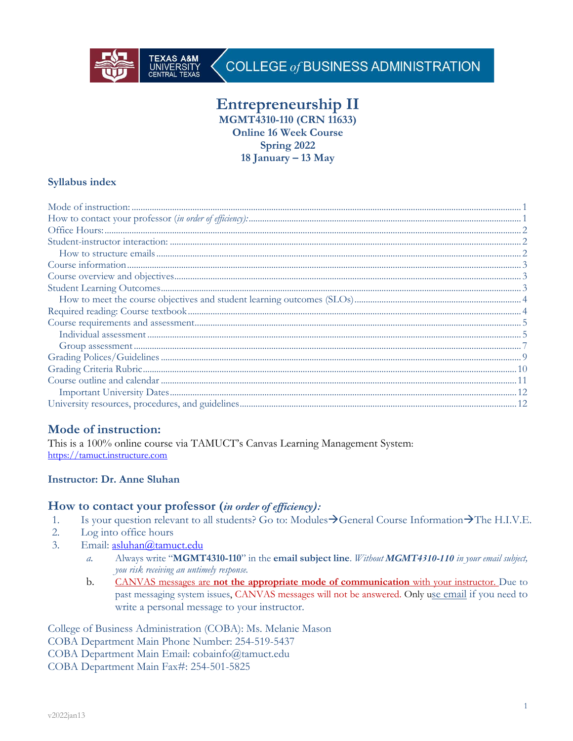TEXAS A&M UNIVERSITY CENTRAL TEXAS | COLLEGE *of* BUSINESS ADMINISTRATION

# Entrepreneurship II

**MGMT4310-110 (CRN 11633)**
**Online 16 Week Course**
**Spring 2022**
**18 January – 13 May**

### Syllabus index

- Mode of instruction: ..... 1
- How to contact your professor (*in order of efficiency)*: ..... 1
- Office Hours: ..... 2
- Student-instructor interaction: ..... 2
  - How to structure emails ..... 2
- Course information ..... 3
- Course overview and objectives ..... 3
- Student Learning Outcomes ..... 3
  - How to meet the course objectives and student learning outcomes (SLOs) ..... 4
- Required reading: Course textbook ..... 4
- Course requirements and assessment ..... 5
  - Individual assessment ..... 5
  - Group assessment ..... 7
- Grading Polices/Guidelines ..... 9
- Grading Criteria Rubric ..... 10
- Course outline and calendar ..... 11
  - Important University Dates ..... 12
- University resources, procedures, and guidelines ..... 12

## Mode of instruction:

This is a 100% online course via TAMUCT's Canvas Learning Management System: https://tamuct.instructure.com

### Instructor: Dr. Anne Sluhan

## How to contact your professor (*in order of efficiency):*

1. Is your question relevant to all students? Go to: Modules→General Course Information→The H.I.V.E.
2. Log into office hours
3. Email: asluhan@tamuct.edu
   a. Always write "**MGMT4310-110**" in the **email subject line**. *Without **MGMT4310-110** in your email subject, you risk receiving an untimely response.*
   b. CANVAS messages are **not the appropriate mode of communication** with your instructor. Due to past messaging system issues, CANVAS messages will not be answered. Only use email if you need to write a personal message to your instructor.

College of Business Administration (COBA): Ms. Melanie Mason
COBA Department Main Phone Number: 254-519-5437
COBA Department Main Email: cobainfo@tamuct.edu
COBA Department Main Fax#: 254-501-5825

v2022jan13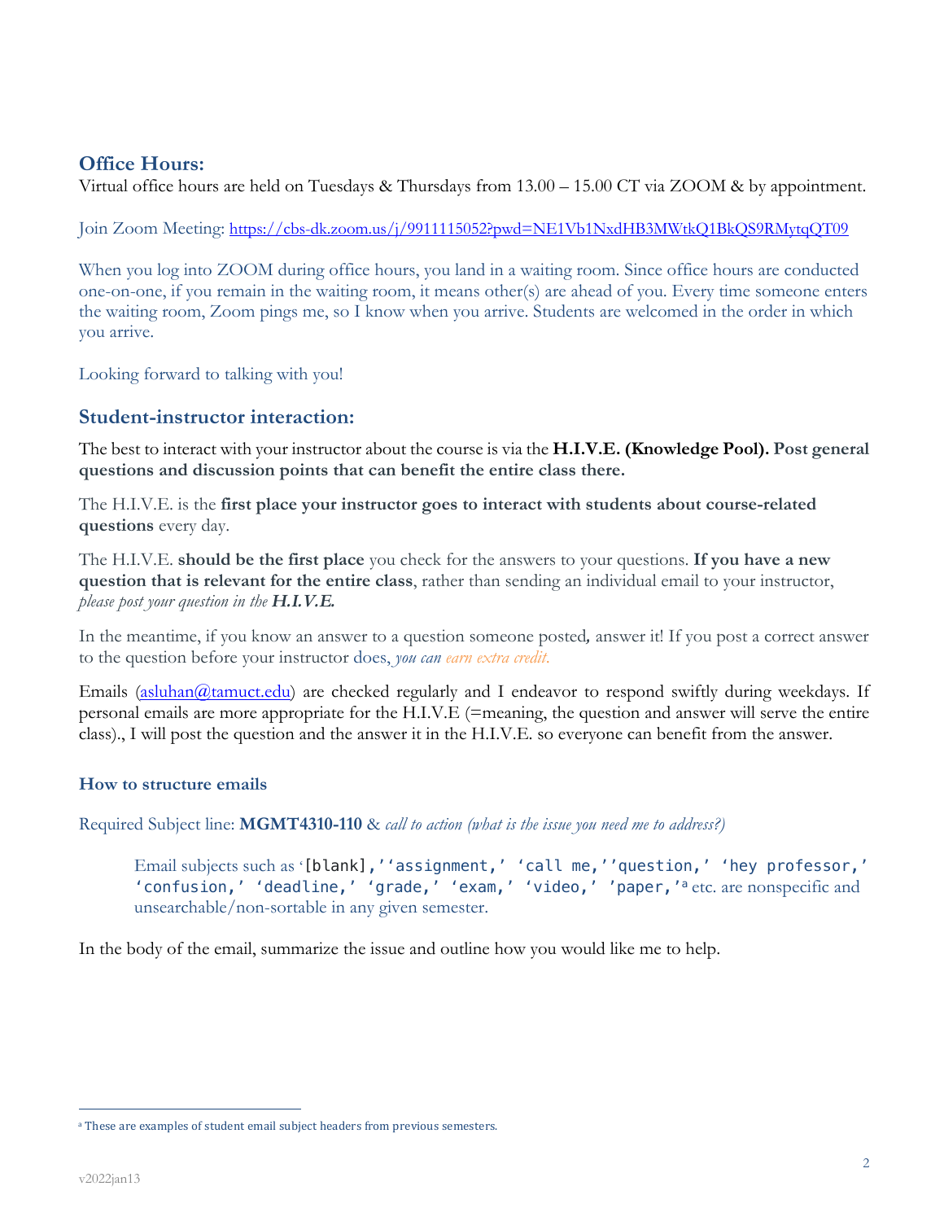## Office Hours:

Virtual office hours are held on Tuesdays & Thursdays from 13.00 – 15.00 CT via ZOOM & by appointment.

Join Zoom Meeting: https://cbs-dk.zoom.us/j/9911115052?pwd=NE1Vb1NxdHB3MWtkQ1BkQS9RMytqQT09

When you log into ZOOM during office hours, you land in a waiting room. Since office hours are conducted one-on-one, if you remain in the waiting room, it means other(s) are ahead of you. Every time someone enters the waiting room, Zoom pings me, so I know when you arrive. Students are welcomed in the order in which you arrive.

Looking forward to talking with you!

## Student-instructor interaction:

The best to interact with your instructor about the course is via the **H.I.V.E. (Knowledge Pool). Post general questions and discussion points that can benefit the entire class there.**

The H.I.V.E. is the **first place your instructor goes to interact with students about course-related questions** every day.

The H.I.V.E. **should be the first place** you check for the answers to your questions. **If you have a new question that is relevant for the entire class**, rather than sending an individual email to your instructor, *please post your question in the* ***H.I.V.E.***

In the meantime, if you know an answer to a question someone posted*,* answer it! If you post a correct answer to the question before your instructor does, *you can earn extra credit.*

Emails (asluhan@tamuct.edu) are checked regularly and I endeavor to respond swiftly during weekdays. If personal emails are more appropriate for the H.I.V.E (=meaning, the question and answer will serve the entire class)., I will post the question and the answer it in the H.I.V.E. so everyone can benefit from the answer.

### How to structure emails

Required Subject line: **MGMT4310-110** & *call to action (what is the issue you need me to address?)*

> Email subjects such as '[blank],''assignment,' 'call me,''question,' 'hey professor,' 'confusion,' 'deadline,' 'grade,' 'exam,' 'video,' 'paper,'[a] etc. are nonspecific and unsearchable/non-sortable in any given semester.

In the body of the email, summarize the issue and outline how you would like me to help.

[a] These are examples of student email subject headers from previous semesters.

v2022jan13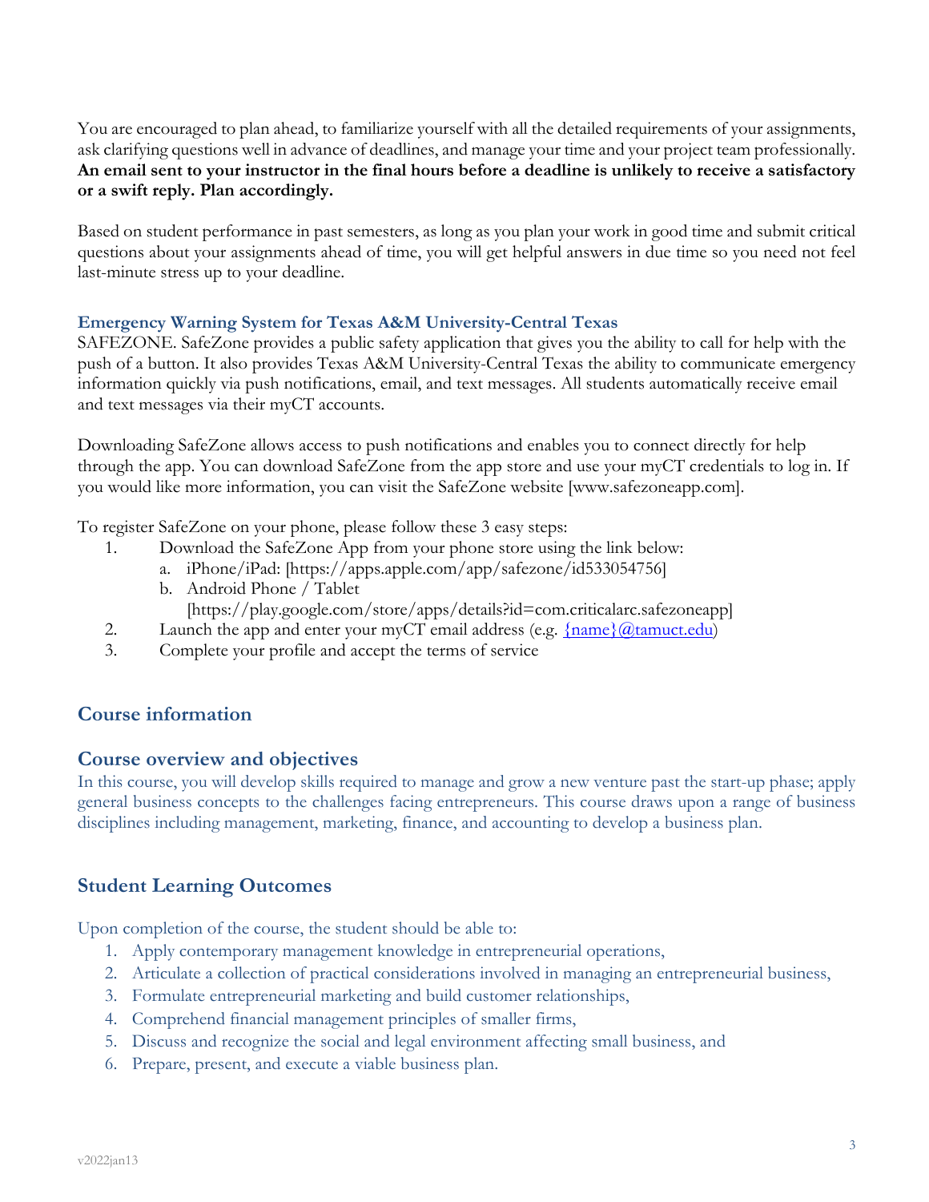You are encouraged to plan ahead, to familiarize yourself with all the detailed requirements of your assignments, ask clarifying questions well in advance of deadlines, and manage your time and your project team professionally. **An email sent to your instructor in the final hours before a deadline is unlikely to receive a satisfactory or a swift reply. Plan accordingly.**

Based on student performance in past semesters, as long as you plan your work in good time and submit critical questions about your assignments ahead of time, you will get helpful answers in due time so you need not feel last-minute stress up to your deadline.

#### Emergency Warning System for Texas A&M University-Central Texas

SAFEZONE. SafeZone provides a public safety application that gives you the ability to call for help with the push of a button. It also provides Texas A&M University-Central Texas the ability to communicate emergency information quickly via push notifications, email, and text messages. All students automatically receive email and text messages via their myCT accounts.

Downloading SafeZone allows access to push notifications and enables you to connect directly for help through the app. You can download SafeZone from the app store and use your myCT credentials to log in. If you would like more information, you can visit the SafeZone website [www.safezoneapp.com].

To register SafeZone on your phone, please follow these 3 easy steps:

1. Download the SafeZone App from your phone store using the link below:
   a. iPhone/iPad: [https://apps.apple.com/app/safezone/id533054756]
   b. Android Phone / Tablet [https://play.google.com/store/apps/details?id=com.criticalarc.safezoneapp]
2. Launch the app and enter your myCT email address (e.g. {name}@tamuct.edu)
3. Complete your profile and accept the terms of service

## Course information

## Course overview and objectives

In this course, you will develop skills required to manage and grow a new venture past the start-up phase; apply general business concepts to the challenges facing entrepreneurs. This course draws upon a range of business disciplines including management, marketing, finance, and accounting to develop a business plan.

## Student Learning Outcomes

Upon completion of the course, the student should be able to:

1. Apply contemporary management knowledge in entrepreneurial operations,
2. Articulate a collection of practical considerations involved in managing an entrepreneurial business,
3. Formulate entrepreneurial marketing and build customer relationships,
4. Comprehend financial management principles of smaller firms,
5. Discuss and recognize the social and legal environment affecting small business, and
6. Prepare, present, and execute a viable business plan.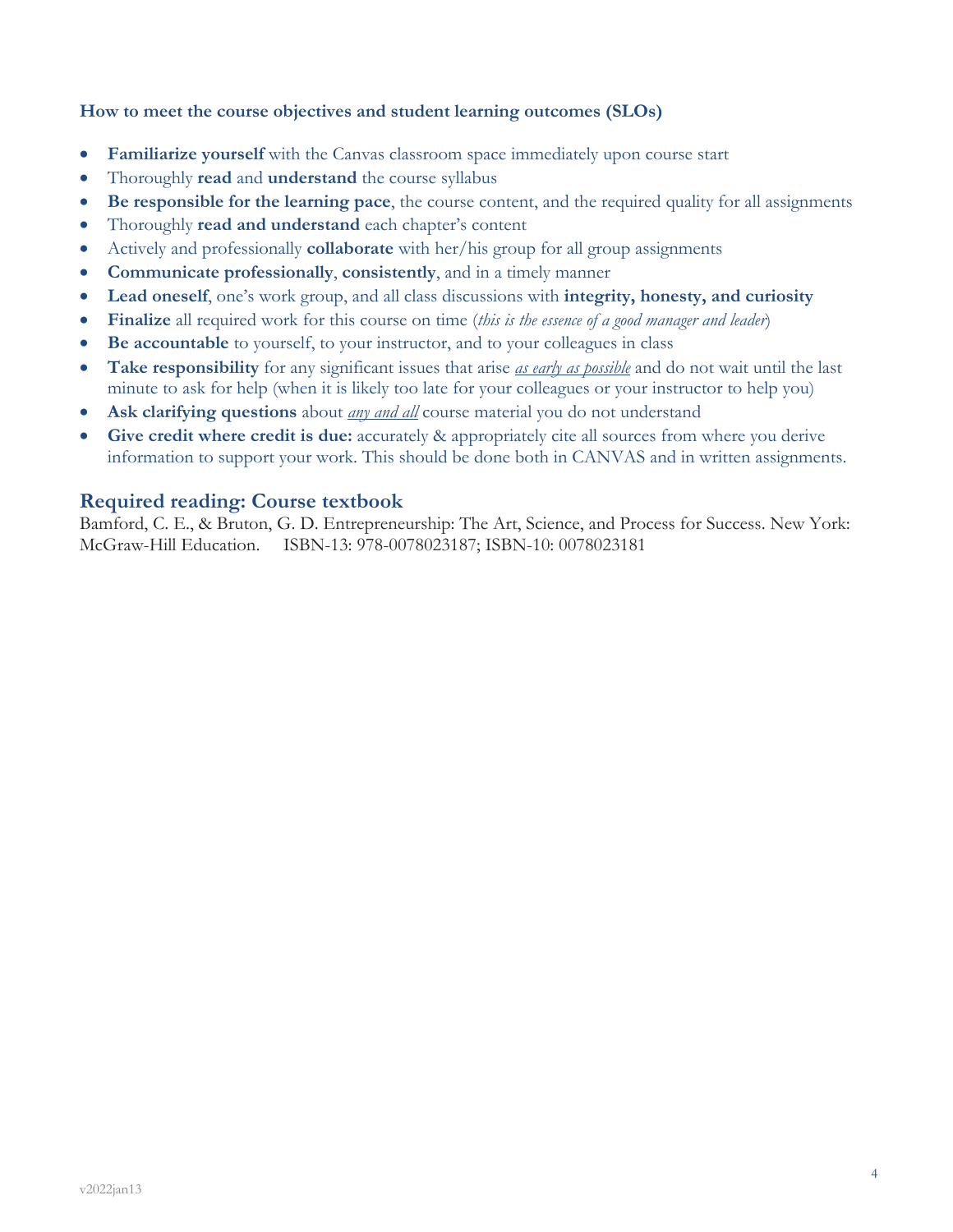### How to meet the course objectives and student learning outcomes (SLOs)

- **Familiarize yourself** with the Canvas classroom space immediately upon course start
- Thoroughly **read** and **understand** the course syllabus
- **Be responsible for the learning pace**, the course content, and the required quality for all assignments
- Thoroughly **read and understand** each chapter's content
- Actively and professionally **collaborate** with her/his group for all group assignments
- **Communicate professionally**, **consistently**, and in a timely manner
- **Lead oneself**, one's work group, and all class discussions with **integrity, honesty, and curiosity**
- **Finalize** all required work for this course on time (*this is the essence of a good manager and leader*)
- **Be accountable** to yourself, to your instructor, and to your colleagues in class
- **Take responsibility** for any significant issues that arise *as early as possible* and do not wait until the last minute to ask for help (when it is likely too late for your colleagues or your instructor to help you)
- **Ask clarifying questions** about *any and all* course material you do not understand
- **Give credit where credit is due:** accurately & appropriately cite all sources from where you derive information to support your work. This should be done both in CANVAS and in written assignments.

## Required reading: Course textbook

Bamford, C. E., & Bruton, G. D. Entrepreneurship: The Art, Science, and Process for Success. New York: McGraw-Hill Education. ISBN-13: 978-0078023187; ISBN-10: 0078023181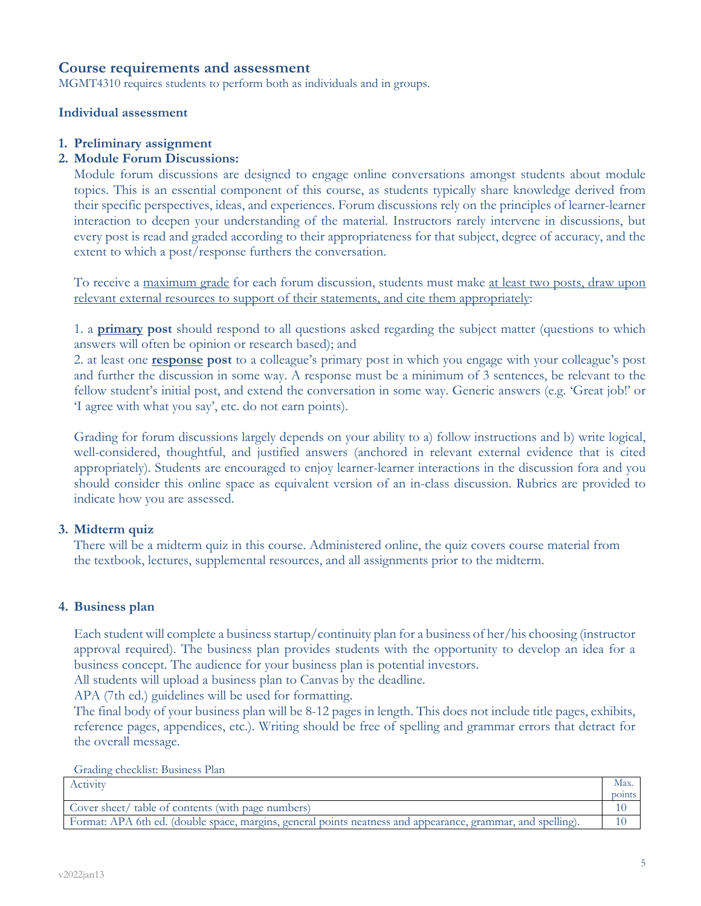## Course requirements and assessment

MGMT4310 requires students to perform both as individuals and in groups.

### Individual assessment

1. **Preliminary assignment**
2. **Module Forum Discussions:**

   Module forum discussions are designed to engage online conversations amongst students about module topics. This is an essential component of this course, as students typically share knowledge derived from their specific perspectives, ideas, and experiences. Forum discussions rely on the principles of learner-learner interaction to deepen your understanding of the material. Instructors rarely intervene in discussions, but every post is read and graded according to their appropriateness for that subject, degree of accuracy, and the extent to which a post/response furthers the conversation.

   To receive a maximum grade for each forum discussion, students must make at least two posts, draw upon relevant external resources to support of their statements, and cite them appropriately:

   1. a **primary post** should respond to all questions asked regarding the subject matter (questions to which answers will often be opinion or research based); and
   2. at least one **response post** to a colleague's primary post in which you engage with your colleague's post and further the discussion in some way. A response must be a minimum of 3 sentences, be relevant to the fellow student's initial post, and extend the conversation in some way. Generic answers (e.g. 'Great job!' or 'I agree with what you say', etc. do not earn points).

   Grading for forum discussions largely depends on your ability to a) follow instructions and b) write logical, well-considered, thoughtful, and justified answers (anchored in relevant external evidence that is cited appropriately). Students are encouraged to enjoy learner-learner interactions in the discussion fora and you should consider this online space as equivalent version of an in-class discussion. Rubrics are provided to indicate how you are assessed.

3. **Midterm quiz**

   There will be a midterm quiz in this course. Administered online, the quiz covers course material from the textbook, lectures, supplemental resources, and all assignments prior to the midterm.

4. **Business plan**

   Each student will complete a business startup/continuity plan for a business of her/his choosing (instructor approval required). The business plan provides students with the opportunity to develop an idea for a business concept. The audience for your business plan is potential investors.

   All students will upload a business plan to Canvas by the deadline.

   APA (7th ed.) guidelines will be used for formatting.

   The final body of your business plan will be 8-12 pages in length. This does not include title pages, exhibits, reference pages, appendices, etc.). Writing should be free of spelling and grammar errors that detract for the overall message.

Grading checklist: Business Plan

| Activity | Max. points |
|---|---|
| Cover sheet/ table of contents (with page numbers) | 10 |
| Format: APA 6th ed. (double space, margins, general points neatness and appearance, grammar, and spelling). | 10 |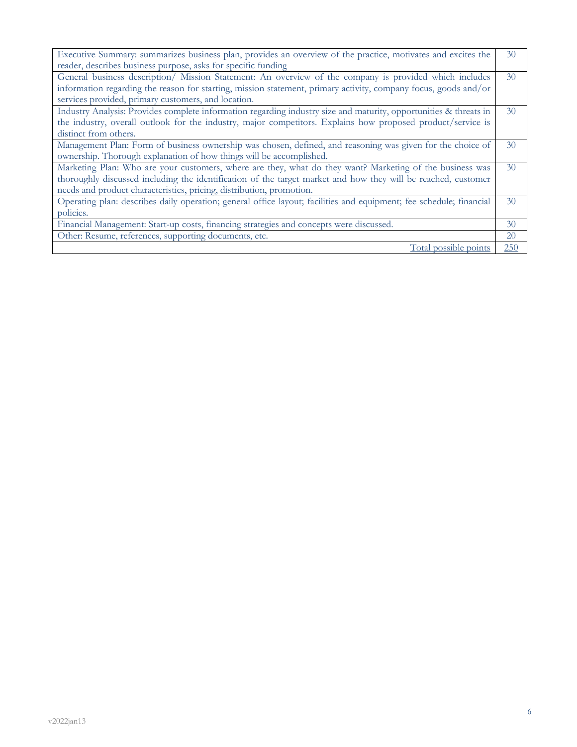| | |
|---|---|
| Executive Summary: summarizes business plan, provides an overview of the practice, motivates and excites the reader, describes business purpose, asks for specific funding | 30 |
| General business description/ Mission Statement: An overview of the company is provided which includes information regarding the reason for starting, mission statement, primary activity, company focus, goods and/or services provided, primary customers, and location. | 30 |
| Industry Analysis: Provides complete information regarding industry size and maturity, opportunities & threats in the industry, overall outlook for the industry, major competitors. Explains how proposed product/service is distinct from others. | 30 |
| Management Plan: Form of business ownership was chosen, defined, and reasoning was given for the choice of ownership. Thorough explanation of how things will be accomplished. | 30 |
| Marketing Plan: Who are your customers, where are they, what do they want? Marketing of the business was thoroughly discussed including the identification of the target market and how they will be reached, customer needs and product characteristics, pricing, distribution, promotion. | 30 |
| Operating plan: describes daily operation; general office layout; facilities and equipment; fee schedule; financial policies. | 30 |
| Financial Management: Start-up costs, financing strategies and concepts were discussed. | 30 |
| Other: Resume, references, supporting documents, etc. | 20 |
| Total possible points | 250 |

v2022jan13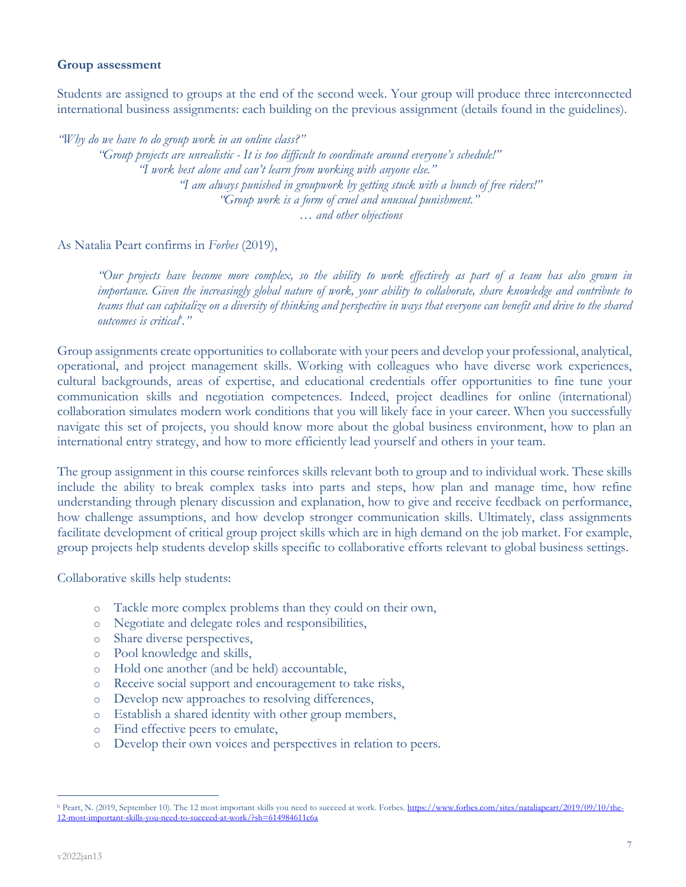**Group assessment**

Students are assigned to groups at the end of the second week. Your group will produce three interconnected international business assignments: each building on the previous assignment (details found in the guidelines).

*"Why do we have to do group work in an online class?"*
*"Group projects are unrealistic - It is too difficult to coordinate around everyone's schedule!"*
*"I work best alone and can't learn from working with anyone else."*
*"I am always punished in groupwork by getting stuck with a bunch of free riders!"*
*"Group work is a form of cruel and unusual punishment."*
*… and other objections*

As Natalia Peart confirms in *Forbes* (2019),

> *"Our projects have become more complex, so the ability to work effectively as part of a team has also grown in importance. Given the increasingly global nature of work, your ability to collaborate, share knowledge and contribute to teams that can capitalize on a diversity of thinking and perspective in ways that everyone can benefit and drive to the shared outcomes is critical*[b]*."*

Group assignments create opportunities to collaborate with your peers and develop your professional, analytical, operational, and project management skills. Working with colleagues who have diverse work experiences, cultural backgrounds, areas of expertise, and educational credentials offer opportunities to fine tune your communication skills and negotiation competences. Indeed, project deadlines for online (international) collaboration simulates modern work conditions that you will likely face in your career. When you successfully navigate this set of projects, you should know more about the global business environment, how to plan an international entry strategy, and how to more efficiently lead yourself and others in your team.

The group assignment in this course reinforces skills relevant both to group and to individual work. These skills include the ability to break complex tasks into parts and steps, how plan and manage time, how refine understanding through plenary discussion and explanation, how to give and receive feedback on performance, how challenge assumptions, and how develop stronger communication skills. Ultimately, class assignments facilitate development of critical group project skills which are in high demand on the job market. For example, group projects help students develop skills specific to collaborative efforts relevant to global business settings.

Collaborative skills help students:

- Tackle more complex problems than they could on their own,
- Negotiate and delegate roles and responsibilities,
- Share diverse perspectives,
- Pool knowledge and skills,
- Hold one another (and be held) accountable,
- Receive social support and encouragement to take risks,
- Develop new approaches to resolving differences,
- Establish a shared identity with other group members,
- Find effective peers to emulate,
- Develop their own voices and perspectives in relation to peers.

---

[b] Peart, N. (2019, September 10). The 12 most important skills you need to succeed at work. Forbes. https://www.forbes.com/sites/nataliapeart/2019/09/10/the-12-most-important-skills-you-need-to-succeed-at-work/?sh=614984611c6a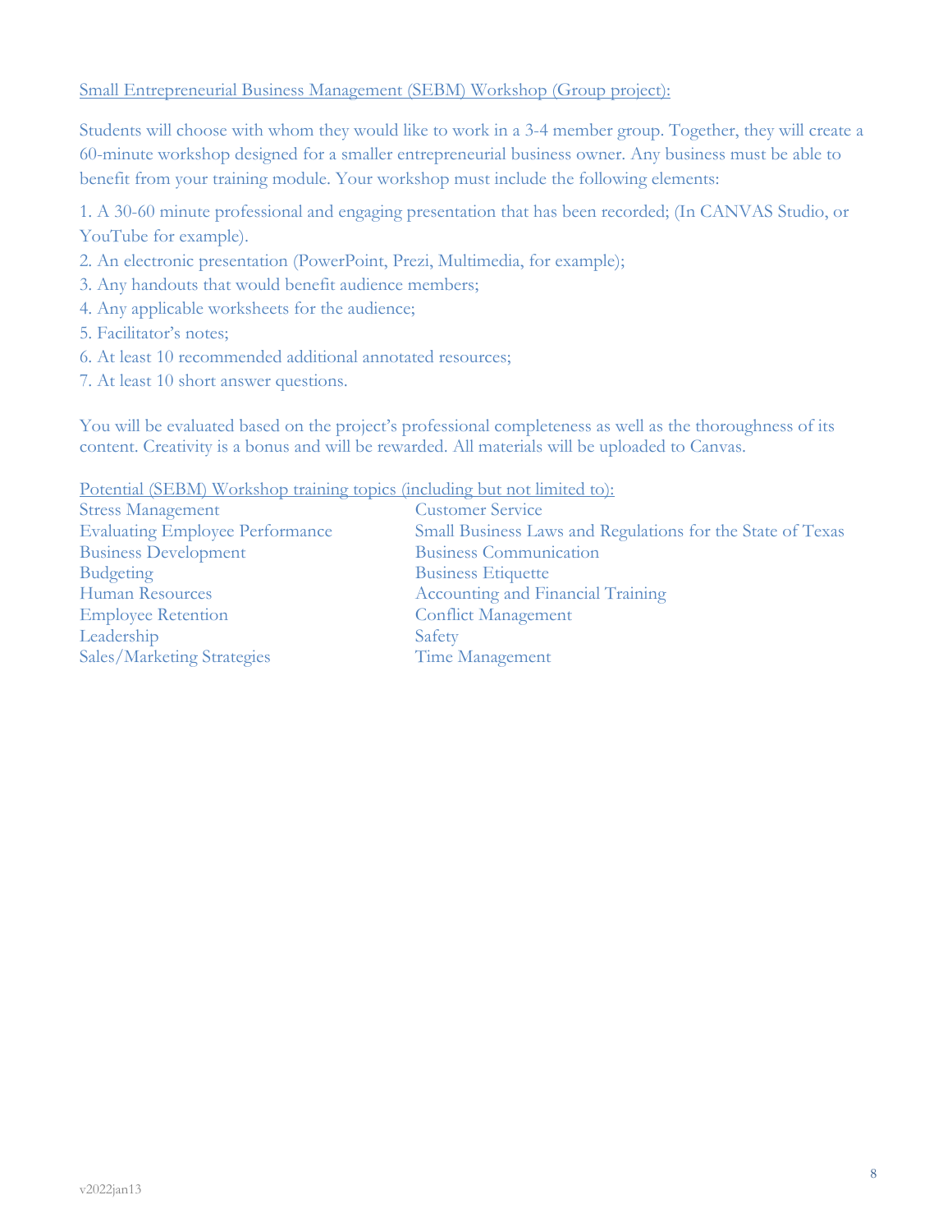Small Entrepreneurial Business Management (SEBM) Workshop (Group project):

Students will choose with whom they would like to work in a 3-4 member group. Together, they will create a 60-minute workshop designed for a smaller entrepreneurial business owner. Any business must be able to benefit from your training module. Your workshop must include the following elements:

1. A 30-60 minute professional and engaging presentation that has been recorded; (In CANVAS Studio, or YouTube for example).
2. An electronic presentation (PowerPoint, Prezi, Multimedia, for example);
3. Any handouts that would benefit audience members;
4. Any applicable worksheets for the audience;
5. Facilitator's notes;
6. At least 10 recommended additional annotated resources;
7. At least 10 short answer questions.

You will be evaluated based on the project's professional completeness as well as the thoroughness of its content. Creativity is a bonus and will be rewarded. All materials will be uploaded to Canvas.

Potential (SEBM) Workshop training topics (including but not limited to):

Stress Management
Evaluating Employee Performance
Business Development
Budgeting
Human Resources
Employee Retention
Leadership
Sales/Marketing Strategies
Customer Service
Small Business Laws and Regulations for the State of Texas
Business Communication
Business Etiquette
Accounting and Financial Training
Conflict Management
Safety
Time Management

v2022jan13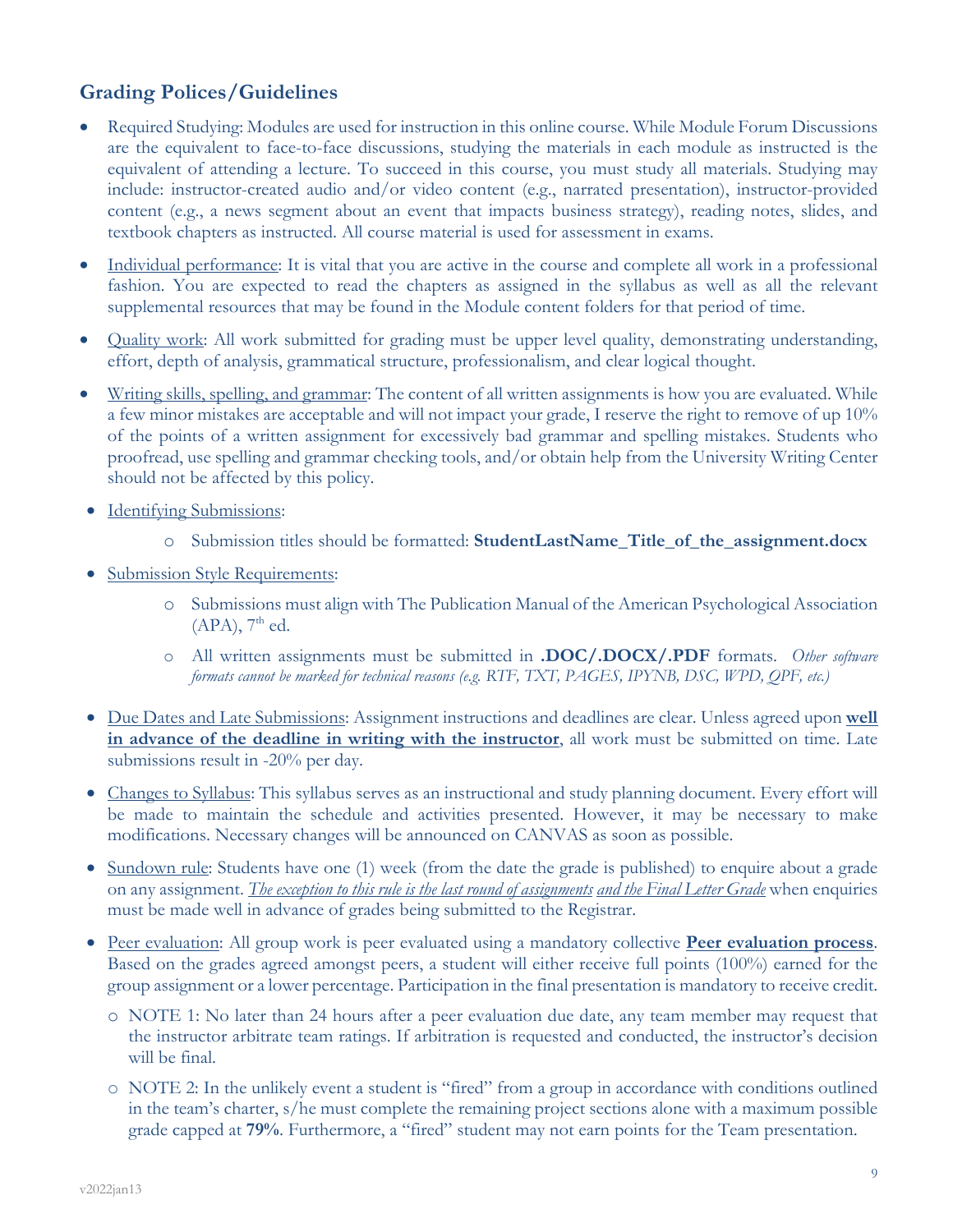## Grading Polices/Guidelines

- Required Studying: Modules are used for instruction in this online course. While Module Forum Discussions are the equivalent to face-to-face discussions, studying the materials in each module as instructed is the equivalent of attending a lecture. To succeed in this course, you must study all materials. Studying may include: instructor-created audio and/or video content (e.g., narrated presentation), instructor-provided content (e.g., a news segment about an event that impacts business strategy), reading notes, slides, and textbook chapters as instructed. All course material is used for assessment in exams.
- <u>Individual performance</u>: It is vital that you are active in the course and complete all work in a professional fashion. You are expected to read the chapters as assigned in the syllabus as well as all the relevant supplemental resources that may be found in the Module content folders for that period of time.
- <u>Quality work</u>: All work submitted for grading must be upper level quality, demonstrating understanding, effort, depth of analysis, grammatical structure, professionalism, and clear logical thought.
- <u>Writing skills, spelling, and grammar</u>: The content of all written assignments is how you are evaluated. While a few minor mistakes are acceptable and will not impact your grade, I reserve the right to remove of up 10% of the points of a written assignment for excessively bad grammar and spelling mistakes. Students who proofread, use spelling and grammar checking tools, and/or obtain help from the University Writing Center should not be affected by this policy.
- <u>Identifying Submissions</u>:
  - Submission titles should be formatted: **StudentLastName_Title_of_the_assignment.docx**
- <u>Submission Style Requirements</u>:
  - Submissions must align with The Publication Manual of the American Psychological Association (APA), 7th ed.
  - All written assignments must be submitted in **.DOC/.DOCX/.PDF** formats. *Other software formats cannot be marked for technical reasons (e.g. RTF, TXT, PAGES, IPYNB, DSC, WPD, QPF, etc.)*
- <u>Due Dates and Late Submissions</u>: Assignment instructions and deadlines are clear. Unless agreed upon **<u>well in advance of the deadline in writing with the instructor</u>**, all work must be submitted on time. Late submissions result in -20% per day.
- <u>Changes to Syllabus</u>: This syllabus serves as an instructional and study planning document. Every effort will be made to maintain the schedule and activities presented. However, it may be necessary to make modifications. Necessary changes will be announced on CANVAS as soon as possible.
- <u>Sundown rule</u>: Students have one (1) week (from the date the grade is published) to enquire about a grade on any assignment. *<u>The exception to this rule is the last round of assignments</u> <u>and the Final Letter Grade</u>* when enquiries must be made well in advance of grades being submitted to the Registrar.
- <u>Peer evaluation</u>: All group work is peer evaluated using a mandatory collective **<u>Peer evaluation process</u>**. Based on the grades agreed amongst peers, a student will either receive full points (100%) earned for the group assignment or a lower percentage. Participation in the final presentation is mandatory to receive credit.
  - NOTE 1: No later than 24 hours after a peer evaluation due date, any team member may request that the instructor arbitrate team ratings. If arbitration is requested and conducted, the instructor's decision will be final.
  - NOTE 2: In the unlikely event a student is "fired" from a group in accordance with conditions outlined in the team's charter, s/he must complete the remaining project sections alone with a maximum possible grade capped at **79%**. Furthermore, a "fired" student may not earn points for the Team presentation.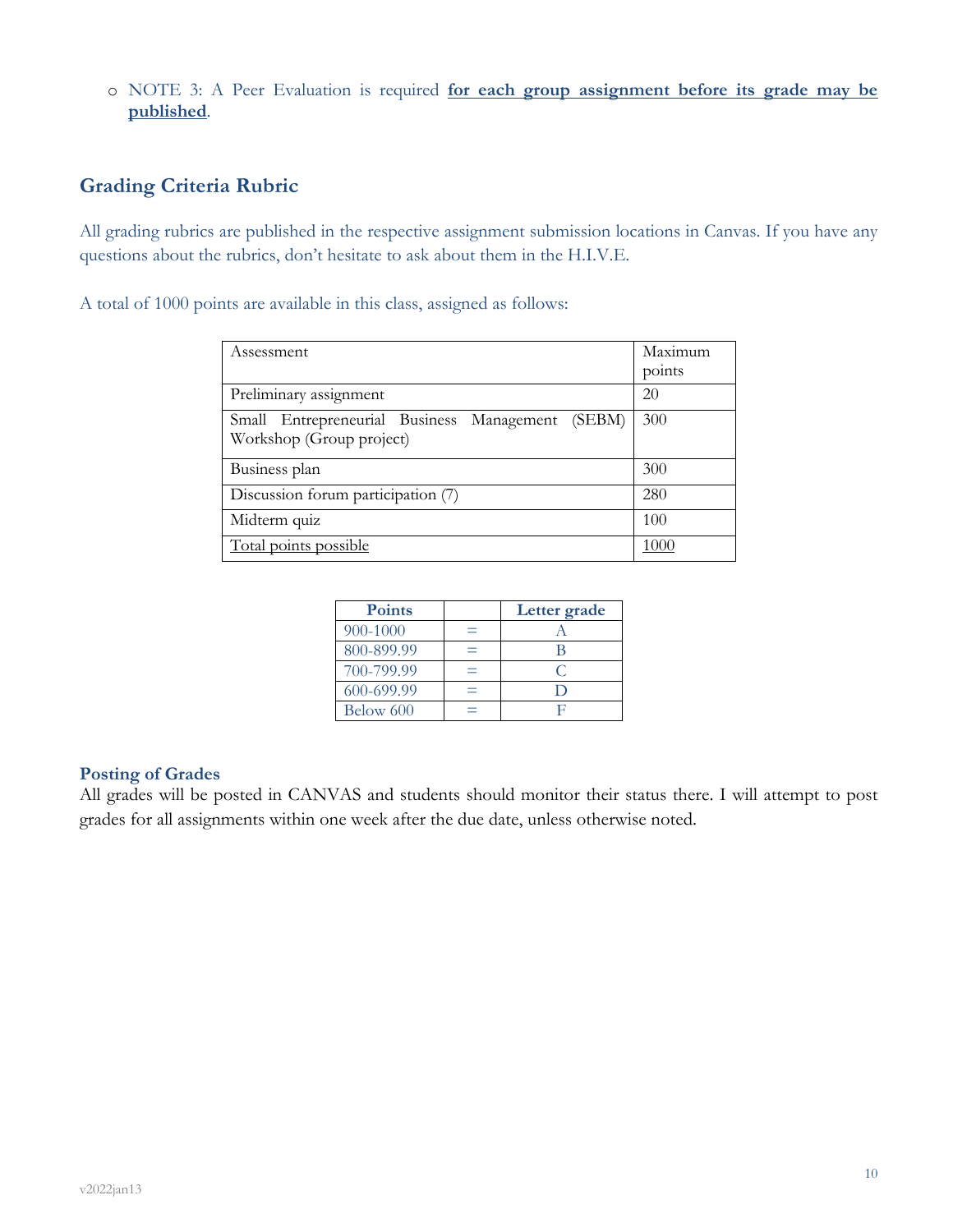- NOTE 3: A Peer Evaluation is required **for each group assignment before its grade may be published**.

## Grading Criteria Rubric

All grading rubrics are published in the respective assignment submission locations in Canvas. If you have any questions about the rubrics, don't hesitate to ask about them in the H.I.V.E.

A total of 1000 points are available in this class, assigned as follows:

| Assessment | Maximum points |
|---|---|
| Preliminary assignment | 20 |
| Small Entrepreneurial Business Management (SEBM) Workshop (Group project) | 300 |
| Business plan | 300 |
| Discussion forum participation (7) | 280 |
| Midterm quiz | 100 |
| Total points possible | 1000 |

| Points | | Letter grade |
|---|---|---|
| 900-1000 | = | A |
| 800-899.99 | = | B |
| 700-799.99 | = | C |
| 600-699.99 | = | D |
| Below 600 | = | F |

### Posting of Grades

All grades will be posted in CANVAS and students should monitor their status there. I will attempt to post grades for all assignments within one week after the due date, unless otherwise noted.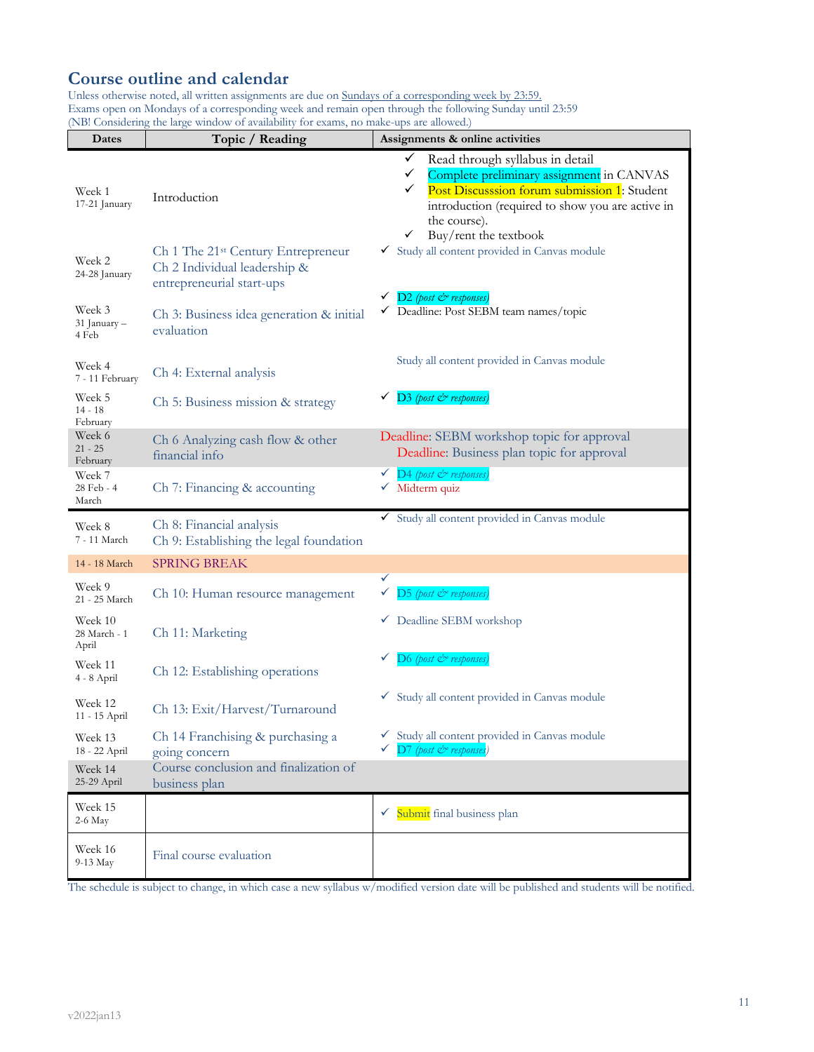## Course outline and calendar

Unless otherwise noted, all written assignments are due on Sundays of a corresponding week by 23:59.
Exams open on Mondays of a corresponding week and remain open through the following Sunday until 23:59
(NB! Considering the large window of availability for exams, no make-ups are allowed.)

| Dates | Topic / Reading | Assignments & online activities |
|---|---|---|
| Week 1<br>17-21 January | Introduction | ✓ Read through syllabus in detail<br>✓ Complete preliminary assignment in CANVAS<br>✓ Post Discusssion forum submission 1: Student introduction (required to show you are active in the course).<br>✓ Buy/rent the textbook |
| Week 2<br>24-28 January | Ch 1 The 21st Century Entrepreneur<br>Ch 2 Individual leadership & entrepreneurial start-ups | ✓ Study all content provided in Canvas module |
| Week 3<br>31 January – 4 Feb | Ch 3: Business idea generation & initial evaluation | ✓ D2 *(post & responses)*<br>✓ Deadline: Post SEBM team names/topic |
| Week 4<br>7 - 11 February | Ch 4: External analysis | Study all content provided in Canvas module |
| Week 5<br>14 - 18 February | Ch 5: Business mission & strategy | ✓ D3 *(post & responses)* |
| Week 6<br>21 - 25 February | Ch 6 Analyzing cash flow & other financial info | Deadline: SEBM workshop topic for approval<br>Deadline: Business plan topic for approval |
| Week 7<br>28 Feb - 4 March | Ch 7: Financing & accounting | ✓ D4 *(post & responses)*<br>✓ Midterm quiz |
| Week 8<br>7 - 11 March | Ch 8: Financial analysis<br>Ch 9: Establishing the legal foundation | ✓ Study all content provided in Canvas module |
| 14 - 18 March | SPRING BREAK | |
| Week 9<br>21 - 25 March | Ch 10: Human resource management | ✓<br>✓ D5 *(post & responses)* |
| Week 10<br>28 March - 1 April | Ch 11: Marketing | ✓ Deadline SEBM workshop |
| Week 11<br>4 - 8 April | Ch 12: Establishing operations | ✓ D6 *(post & responses)* |
| Week 12<br>11 - 15 April | Ch 13: Exit/Harvest/Turnaround | ✓ Study all content provided in Canvas module |
| Week 13<br>18 - 22 April | Ch 14 Franchising & purchasing a going concern | ✓ Study all content provided in Canvas module<br>✓ D7 *(post & responses)* |
| Week 14<br>25-29 April | Course conclusion and finalization of business plan | |
| Week 15<br>2-6 May | | ✓ Submit final business plan |
| Week 16<br>9-13 May | Final course evaluation | |

The schedule is subject to change, in which case a new syllabus w/modified version date will be published and students will be notified.

v2022jan13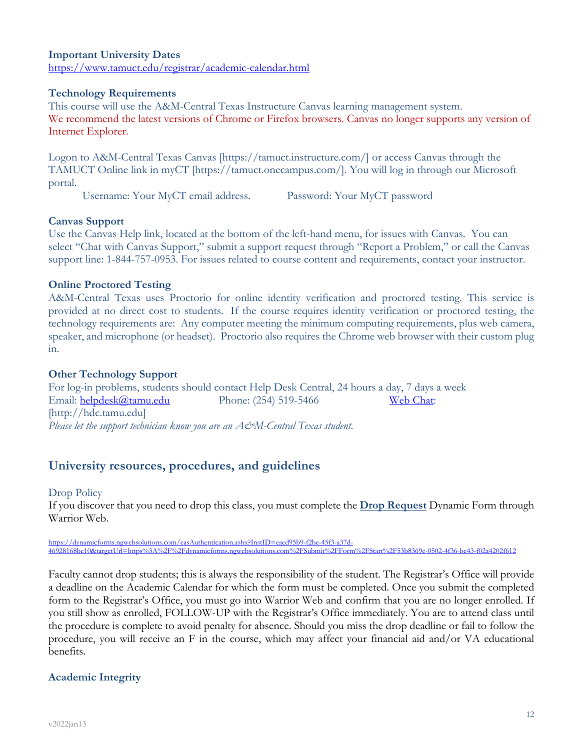### Important University Dates

https://www.tamuct.edu/registrar/academic-calendar.html

### Technology Requirements

This course will use the A&M-Central Texas Instructure Canvas learning management system. We recommend the latest versions of Chrome or Firefox browsers. Canvas no longer supports any version of Internet Explorer.

Logon to A&M-Central Texas Canvas [https://tamuct.instructure.com/] or access Canvas through the TAMUCT Online link in myCT [https://tamuct.onecampus.com/]. You will log in through our Microsoft portal.

Username: Your MyCT email address. Password: Your MyCT password

### Canvas Support

Use the Canvas Help link, located at the bottom of the left-hand menu, for issues with Canvas. You can select "Chat with Canvas Support," submit a support request through "Report a Problem," or call the Canvas support line: 1-844-757-0953. For issues related to course content and requirements, contact your instructor.

### Online Proctored Testing

A&M-Central Texas uses Proctorio for online identity verification and proctored testing. This service is provided at no direct cost to students. If the course requires identity verification or proctored testing, the technology requirements are: Any computer meeting the minimum computing requirements, plus web camera, speaker, and microphone (or headset). Proctorio also requires the Chrome web browser with their custom plug in.

### Other Technology Support

For log-in problems, students should contact Help Desk Central, 24 hours a day, 7 days a week

Email: helpdesk@tamu.edu Phone: (254) 519-5466 Web Chat: [http://hdc.tamu.edu]

*Please let the support technician know you are an A&M-Central Texas student.*

## University resources, procedures, and guidelines

### Drop Policy

If you discover that you need to drop this class, you must complete the **Drop Request** Dynamic Form through Warrior Web.

https://dynamicforms.ngwebsolutions.com/casAuthentication.ashx?InstID=eaed95b9-f2be-45f3-a37d-46928168bc10&targetUrl=https%3A%2F%2Fdynamicforms.ngwebsolutions.com%2FSubmit%2FForm%2FStart%2F53b8369e-0502-4f36-be43-f02a4202f612

Faculty cannot drop students; this is always the responsibility of the student. The Registrar's Office will provide a deadline on the Academic Calendar for which the form must be completed. Once you submit the completed form to the Registrar's Office, you must go into Warrior Web and confirm that you are no longer enrolled. If you still show as enrolled, FOLLOW-UP with the Registrar's Office immediately. You are to attend class until the procedure is complete to avoid penalty for absence. Should you miss the drop deadline or fail to follow the procedure, you will receive an F in the course, which may affect your financial aid and/or VA educational benefits.

### Academic Integrity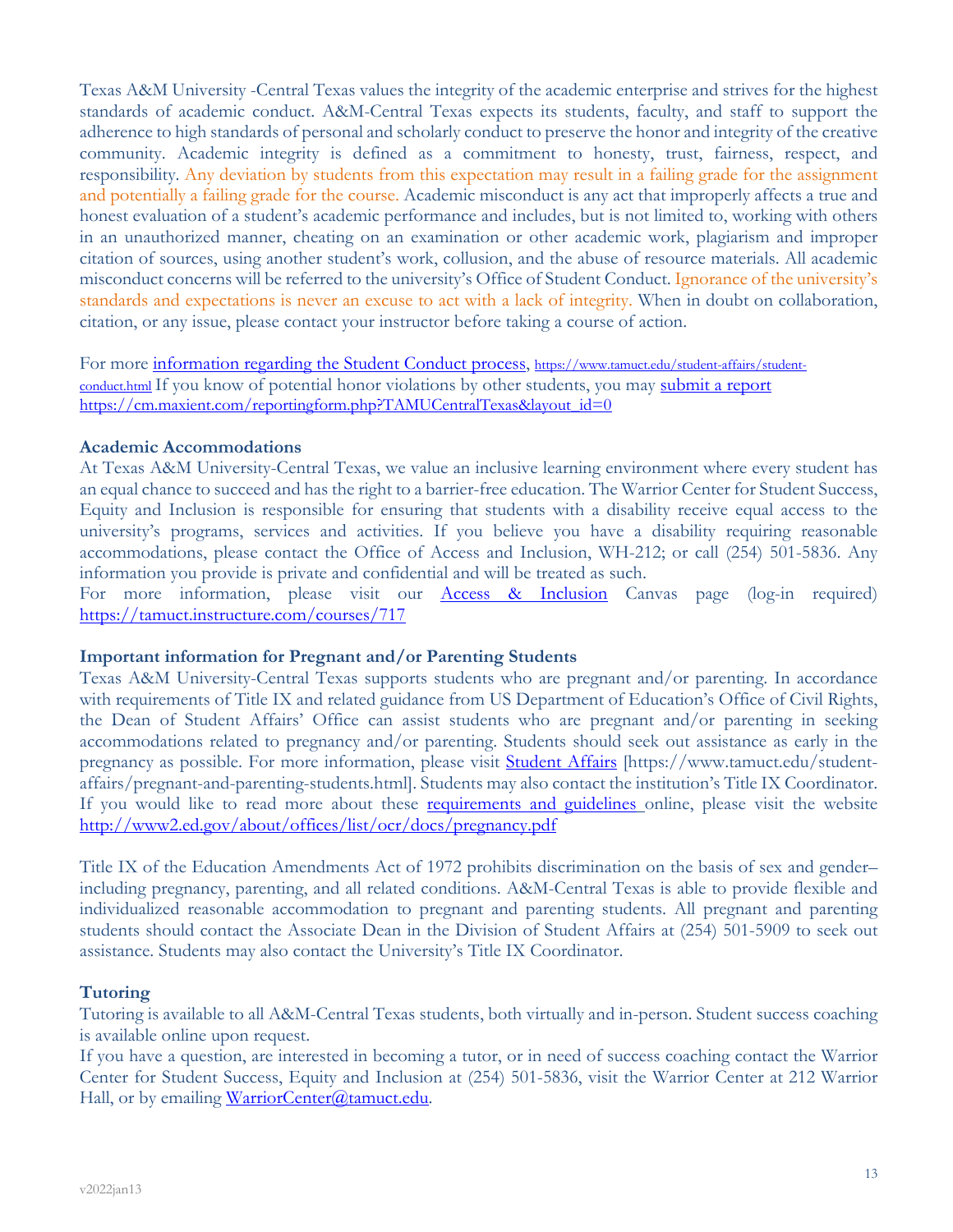Texas A&M University -Central Texas values the integrity of the academic enterprise and strives for the highest standards of academic conduct. A&M-Central Texas expects its students, faculty, and staff to support the adherence to high standards of personal and scholarly conduct to preserve the honor and integrity of the creative community. Academic integrity is defined as a commitment to honesty, trust, fairness, respect, and responsibility. Any deviation by students from this expectation may result in a failing grade for the assignment and potentially a failing grade for the course. Academic misconduct is any act that improperly affects a true and honest evaluation of a student's academic performance and includes, but is not limited to, working with others in an unauthorized manner, cheating on an examination or other academic work, plagiarism and improper citation of sources, using another student's work, collusion, and the abuse of resource materials. All academic misconduct concerns will be referred to the university's Office of Student Conduct. Ignorance of the university's standards and expectations is never an excuse to act with a lack of integrity. When in doubt on collaboration, citation, or any issue, please contact your instructor before taking a course of action.

For more [information regarding the Student Conduct process](https://www.tamuct.edu/student-affairs/student-conduct.html), https://www.tamuct.edu/student-affairs/student-conduct.html If you know of potential honor violations by other students, you may [submit a report](https://cm.maxient.com/reportingform.php?TAMUCentralTexas&layout_id=0) https://cm.maxient.com/reportingform.php?TAMUCentralTexas&layout_id=0

**Academic Accommodations**

At Texas A&M University-Central Texas, we value an inclusive learning environment where every student has an equal chance to succeed and has the right to a barrier-free education. The Warrior Center for Student Success, Equity and Inclusion is responsible for ensuring that students with a disability receive equal access to the university's programs, services and activities. If you believe you have a disability requiring reasonable accommodations, please contact the Office of Access and Inclusion, WH-212; or call (254) 501-5836. Any information you provide is private and confidential and will be treated as such.

For more information, please visit our [Access & Inclusion](https://tamuct.instructure.com/courses/717) Canvas page (log-in required) https://tamuct.instructure.com/courses/717

**Important information for Pregnant and/or Parenting Students**

Texas A&M University-Central Texas supports students who are pregnant and/or parenting. In accordance with requirements of Title IX and related guidance from US Department of Education's Office of Civil Rights, the Dean of Student Affairs' Office can assist students who are pregnant and/or parenting in seeking accommodations related to pregnancy and/or parenting. Students should seek out assistance as early in the pregnancy as possible. For more information, please visit [Student Affairs](https://www.tamuct.edu/student-affairs/pregnant-and-parenting-students.html) [https://www.tamuct.edu/student-affairs/pregnant-and-parenting-students.html]. Students may also contact the institution's Title IX Coordinator. If you would like to read more about these [requirements and guidelines](http://www2.ed.gov/about/offices/list/ocr/docs/pregnancy.pdf) online, please visit the website http://www2.ed.gov/about/offices/list/ocr/docs/pregnancy.pdf

Title IX of the Education Amendments Act of 1972 prohibits discrimination on the basis of sex and gender–including pregnancy, parenting, and all related conditions. A&M-Central Texas is able to provide flexible and individualized reasonable accommodation to pregnant and parenting students. All pregnant and parenting students should contact the Associate Dean in the Division of Student Affairs at (254) 501-5909 to seek out assistance. Students may also contact the University's Title IX Coordinator.

**Tutoring**

Tutoring is available to all A&M-Central Texas students, both virtually and in-person. Student success coaching is available online upon request.

If you have a question, are interested in becoming a tutor, or in need of success coaching contact the Warrior Center for Student Success, Equity and Inclusion at (254) 501-5836, visit the Warrior Center at 212 Warrior Hall, or by emailing [WarriorCenter@tamuct.edu](mailto:WarriorCenter@tamuct.edu).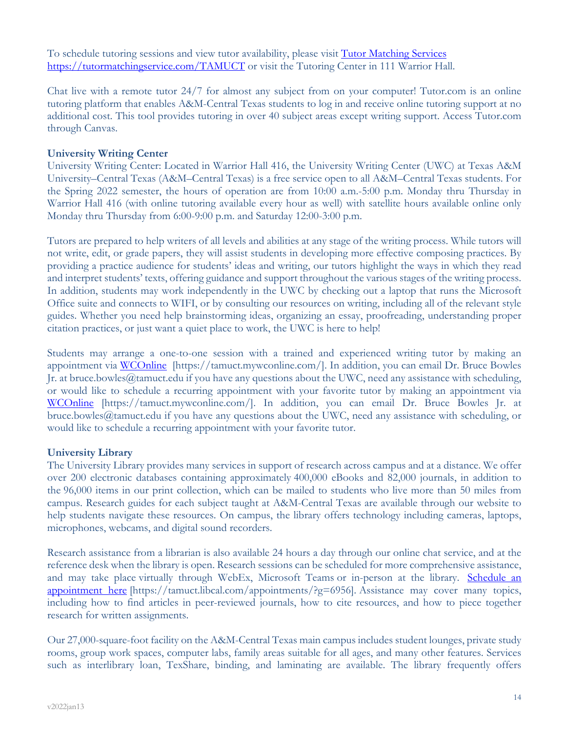To schedule tutoring sessions and view tutor availability, please visit [Tutor Matching Services](https://tutormatchingservice.com/TAMUCT) https://tutormatchingservice.com/TAMUCT or visit the Tutoring Center in 111 Warrior Hall.

Chat live with a remote tutor 24/7 for almost any subject from on your computer! Tutor.com is an online tutoring platform that enables A&M-Central Texas students to log in and receive online tutoring support at no additional cost. This tool provides tutoring in over 40 subject areas except writing support. Access Tutor.com through Canvas.

**University Writing Center**
University Writing Center: Located in Warrior Hall 416, the University Writing Center (UWC) at Texas A&M University–Central Texas (A&M–Central Texas) is a free service open to all A&M–Central Texas students. For the Spring 2022 semester, the hours of operation are from 10:00 a.m.-5:00 p.m. Monday thru Thursday in Warrior Hall 416 (with online tutoring available every hour as well) with satellite hours available online only Monday thru Thursday from 6:00-9:00 p.m. and Saturday 12:00-3:00 p.m.

Tutors are prepared to help writers of all levels and abilities at any stage of the writing process. While tutors will not write, edit, or grade papers, they will assist students in developing more effective composing practices. By providing a practice audience for students' ideas and writing, our tutors highlight the ways in which they read and interpret students' texts, offering guidance and support throughout the various stages of the writing process. In addition, students may work independently in the UWC by checking out a laptop that runs the Microsoft Office suite and connects to WIFI, or by consulting our resources on writing, including all of the relevant style guides. Whether you need help brainstorming ideas, organizing an essay, proofreading, understanding proper citation practices, or just want a quiet place to work, the UWC is here to help!

Students may arrange a one-to-one session with a trained and experienced writing tutor by making an appointment via [WCOnline](https://tamuct.mywconline.com/) [https://tamuct.mywconline.com/]. In addition, you can email Dr. Bruce Bowles Jr. at bruce.bowles@tamuct.edu if you have any questions about the UWC, need any assistance with scheduling, or would like to schedule a recurring appointment with your favorite tutor by making an appointment via [WCOnline](https://tamuct.mywconline.com/) [https://tamuct.mywconline.com/]. In addition, you can email Dr. Bruce Bowles Jr. at bruce.bowles@tamuct.edu if you have any questions about the UWC, need any assistance with scheduling, or would like to schedule a recurring appointment with your favorite tutor.

**University Library**
The University Library provides many services in support of research across campus and at a distance. We offer over 200 electronic databases containing approximately 400,000 eBooks and 82,000 journals, in addition to the 96,000 items in our print collection, which can be mailed to students who live more than 50 miles from campus. Research guides for each subject taught at A&M-Central Texas are available through our website to help students navigate these resources. On campus, the library offers technology including cameras, laptops, microphones, webcams, and digital sound recorders.

Research assistance from a librarian is also available 24 hours a day through our online chat service, and at the reference desk when the library is open. Research sessions can be scheduled for more comprehensive assistance, and may take place virtually through WebEx, Microsoft Teams or in-person at the library. [Schedule an appointment here](https://tamuct.libcal.com/appointments/?g=6956) [https://tamuct.libcal.com/appointments/?g=6956]. Assistance may cover many topics, including how to find articles in peer-reviewed journals, how to cite resources, and how to piece together research for written assignments.

Our 27,000-square-foot facility on the A&M-Central Texas main campus includes student lounges, private study rooms, group work spaces, computer labs, family areas suitable for all ages, and many other features. Services such as interlibrary loan, TexShare, binding, and laminating are available. The library frequently offers

v2022jan13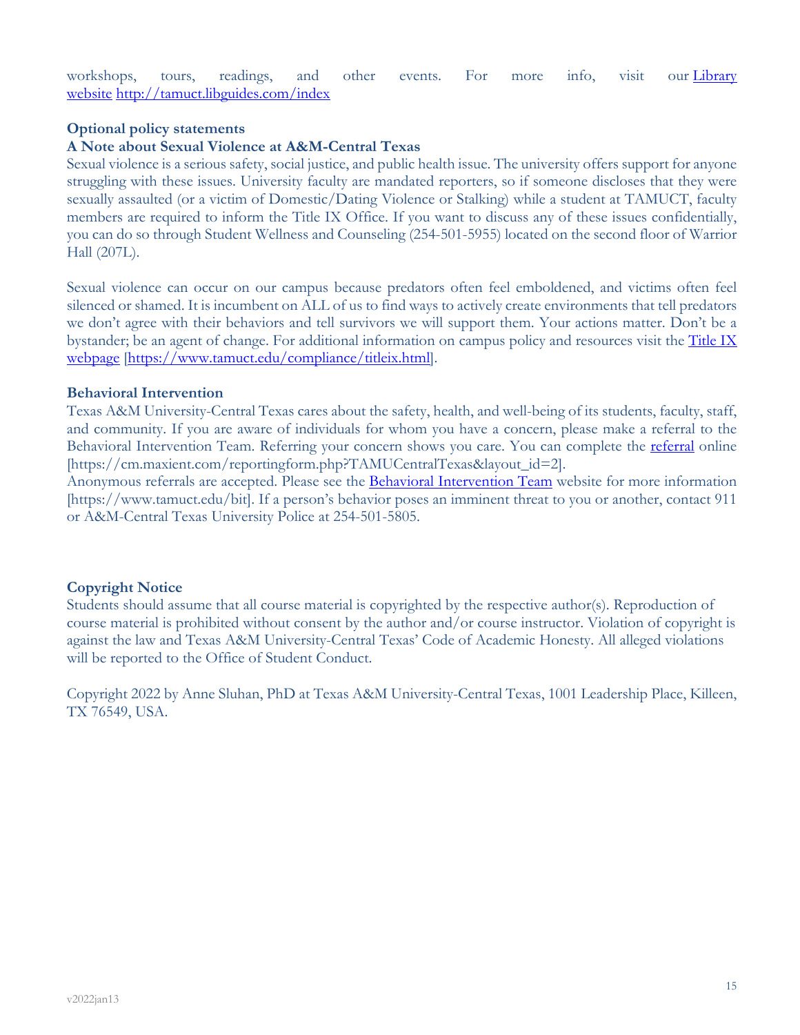workshops, tours, readings, and other events. For more info, visit our Library website http://tamuct.libguides.com/index

**Optional policy statements**

**A Note about Sexual Violence at A&M-Central Texas**

Sexual violence is a serious safety, social justice, and public health issue. The university offers support for anyone struggling with these issues. University faculty are mandated reporters, so if someone discloses that they were sexually assaulted (or a victim of Domestic/Dating Violence or Stalking) while a student at TAMUCT, faculty members are required to inform the Title IX Office. If you want to discuss any of these issues confidentially, you can do so through Student Wellness and Counseling (254-501-5955) located on the second floor of Warrior Hall (207L).

Sexual violence can occur on our campus because predators often feel emboldened, and victims often feel silenced or shamed. It is incumbent on ALL of us to find ways to actively create environments that tell predators we don't agree with their behaviors and tell survivors we will support them. Your actions matter. Don't be a bystander; be an agent of change. For additional information on campus policy and resources visit the Title IX webpage [https://www.tamuct.edu/compliance/titleix.html].

**Behavioral Intervention**

Texas A&M University-Central Texas cares about the safety, health, and well-being of its students, faculty, staff, and community. If you are aware of individuals for whom you have a concern, please make a referral to the Behavioral Intervention Team. Referring your concern shows you care. You can complete the referral online [https://cm.maxient.com/reportingform.php?TAMUCentralTexas&layout_id=2].
Anonymous referrals are accepted. Please see the Behavioral Intervention Team website for more information [https://www.tamuct.edu/bit]. If a person's behavior poses an imminent threat to you or another, contact 911 or A&M-Central Texas University Police at 254-501-5805.

**Copyright Notice**

Students should assume that all course material is copyrighted by the respective author(s). Reproduction of course material is prohibited without consent by the author and/or course instructor. Violation of copyright is against the law and Texas A&M University-Central Texas' Code of Academic Honesty. All alleged violations will be reported to the Office of Student Conduct.

Copyright 2022 by Anne Sluhan, PhD at Texas A&M University-Central Texas, 1001 Leadership Place, Killeen, TX 76549, USA.